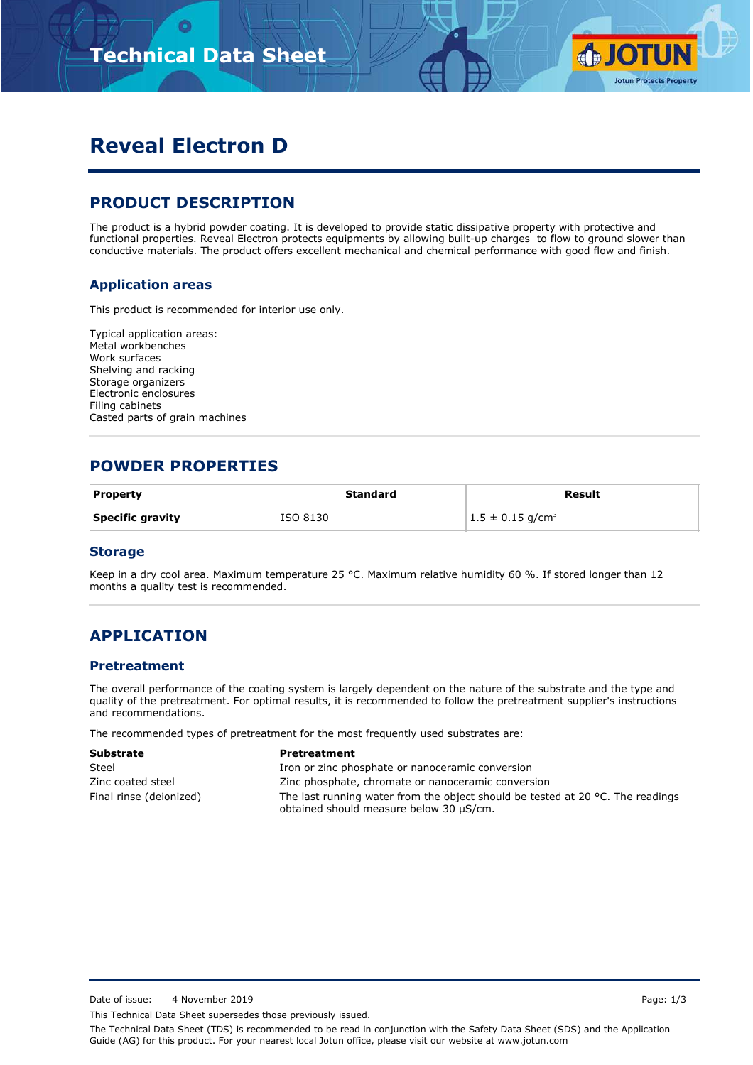# Technical Data Sheet

# Reveal Electron D

## PRODUCT DESCRIPTION

The product is a hybrid powder coating. It is developed to provide static dissipative property with protective and functional properties. Reveal Electron protects equipments by allowing built-up charges  to flow to ground slower than conductive materials. The product offers excellent mechanical and chemical performance with good flow and finish.

### Application areas

This product is recommended for interior use only.

Typical application areas:
Metal workbenches
Work surfaces
Shelving and racking
Storage organizers
Electronic enclosures
Filing cabinets
Casted parts of grain machines

## POWDER PROPERTIES

| Property | Standard | Result |
|---|---|---|
| **Specific gravity** | ISO 8130 | 1.5 ± 0.15 g/cm$^3$ |

### Storage

Keep in a dry cool area. Maximum temperature 25 °C. Maximum relative humidity 60 %. If stored longer than 12 months a quality test is recommended.

## APPLICATION

### Pretreatment

The overall performance of the coating system is largely dependent on the nature of the substrate and the type and quality of the pretreatment. For optimal results, it is recommended to follow the pretreatment supplier's instructions and recommendations.

The recommended types of pretreatment for the most frequently used substrates are:

| Substrate | Pretreatment |
|---|---|
| Steel | Iron or zinc phosphate or nanoceramic conversion |
| Zinc coated steel | Zinc phosphate, chromate or nanoceramic conversion |
| Final rinse (deionized) | The last running water from the object should be tested at 20 °C. The readings obtained should measure below 30 µS/cm. |

Date of issue: 4 November 2019

This Technical Data Sheet supersedes those previously issued.

The Technical Data Sheet (TDS) is recommended to be read in conjunction with the Safety Data Sheet (SDS) and the Application Guide (AG) for this product. For your nearest local Jotun office, please visit our website at www.jotun.com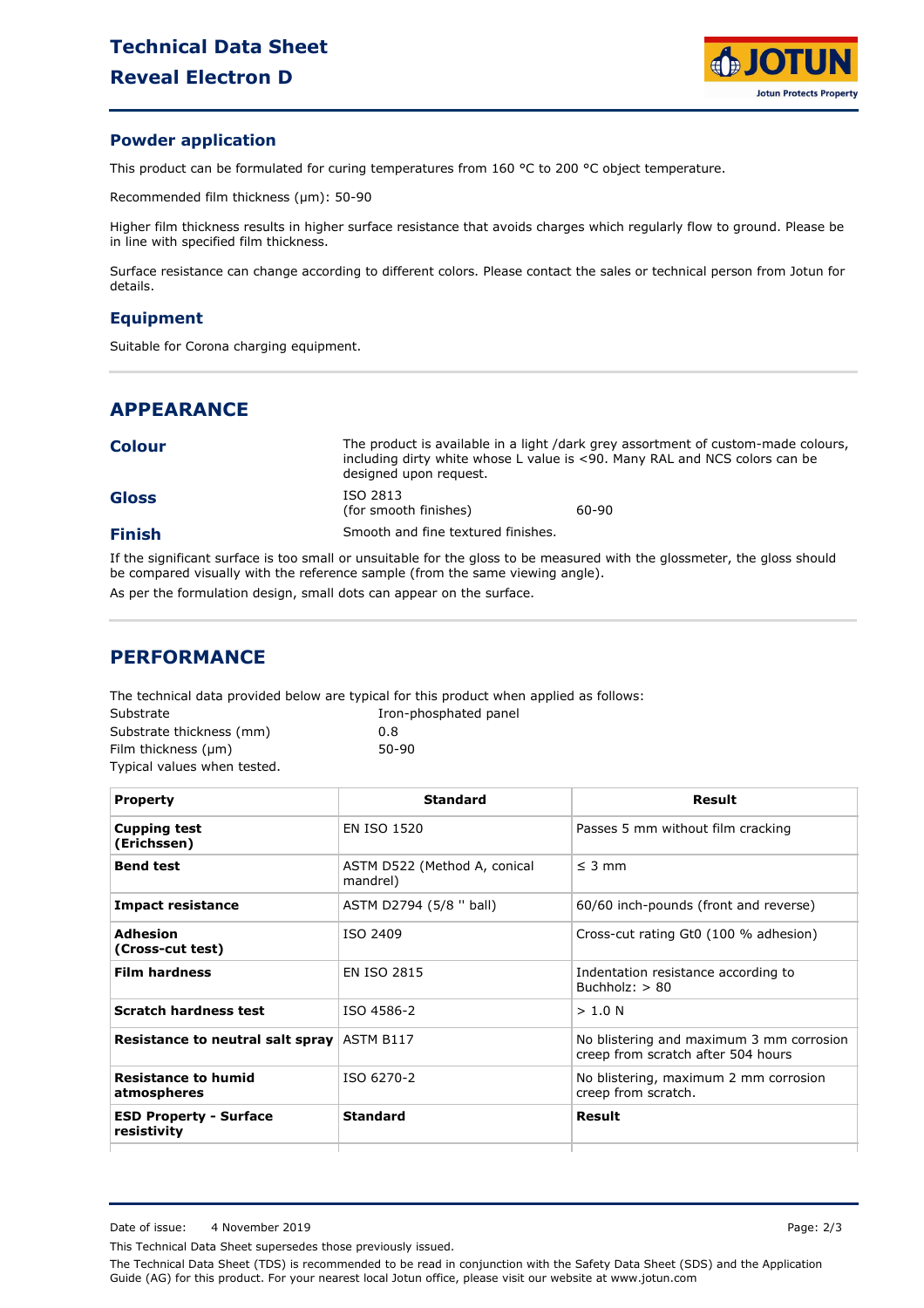## Powder application

This product can be formulated for curing temperatures from 160 °C to 200 °C object temperature.

Recommended film thickness (µm): 50-90

Higher film thickness results in higher surface resistance that avoids charges which regularly flow to ground. Please be in line with specified film thickness.

Surface resistance can change according to different colors. Please contact the sales or technical person from Jotun for details.

## Equipment

Suitable for Corona charging equipment.

# APPEARANCE

| | | |
|---|---|---|
| **Colour** | The product is available in a light /dark grey assortment of custom-made colours, including dirty white whose L value is <90. Many RAL and NCS colors can be designed upon request. | |
| **Gloss** | ISO 2813 (for smooth finishes) | 60-90 |
| **Finish** | Smooth and fine textured finishes. | |

If the significant surface is too small or unsuitable for the gloss to be measured with the glossmeter, the gloss should be compared visually with the reference sample (from the same viewing angle).

As per the formulation design, small dots can appear on the surface.

# PERFORMANCE

The technical data provided below are typical for this product when applied as follows:

| | |
|---|---|
| Substrate | Iron-phosphated panel |
| Substrate thickness (mm) | 0.8 |
| Film thickness (µm) | 50-90 |

Typical values when tested.

| Property | Standard | Result |
|---|---|---|
| **Cupping test (Erichssen)** | EN ISO 1520 | Passes 5 mm without film cracking |
| **Bend test** | ASTM D522 (Method A, conical mandrel) | ≤ 3 mm |
| **Impact resistance** | ASTM D2794 (5/8 " ball) | 60/60 inch-pounds (front and reverse) |
| **Adhesion (Cross-cut test)** | ISO 2409 | Cross-cut rating Gt0 (100 % adhesion) |
| **Film hardness** | EN ISO 2815 | Indentation resistance according to Buchholz: > 80 |
| **Scratch hardness test** | ISO 4586-2 | > 1.0 N |
| **Resistance to neutral salt spray** | ASTM B117 | No blistering and maximum 3 mm corrosion creep from scratch after 504 hours |
| **Resistance to humid atmospheres** | ISO 6270-2 | No blistering, maximum 2 mm corrosion creep from scratch. |
| **ESD Property - Surface resistivity** | **Standard** | **Result** |

Date of issue: 4 November 2019

This Technical Data Sheet supersedes those previously issued.

The Technical Data Sheet (TDS) is recommended to be read in conjunction with the Safety Data Sheet (SDS) and the Application Guide (AG) for this product. For your nearest local Jotun office, please visit our website at www.jotun.com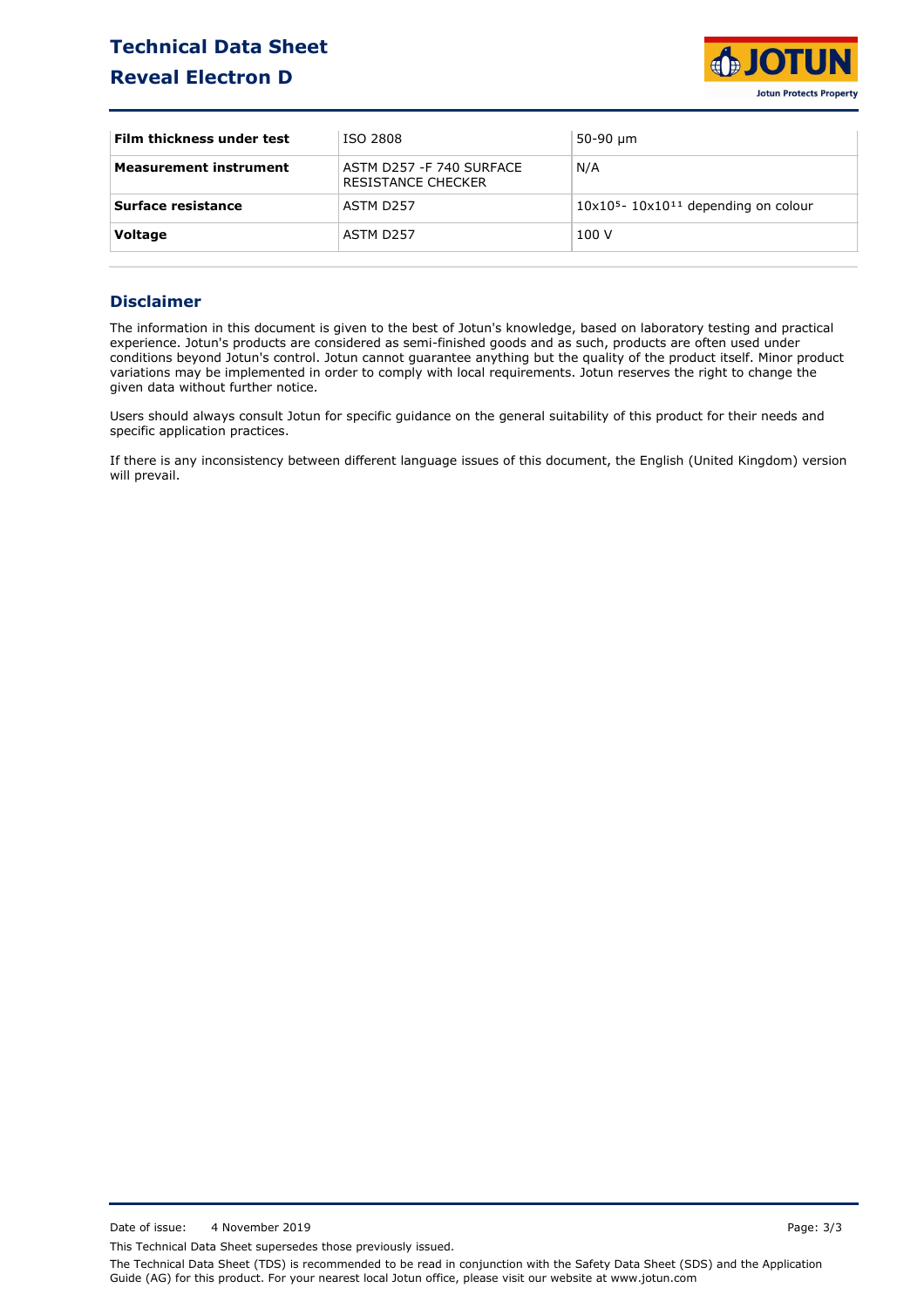| | | |
|---|---|---|
| **Film thickness under test** | ISO 2808 | 50-90 µm |
| **Measurement instrument** | ASTM D257 -F 740 SURFACE RESISTANCE CHECKER | N/A |
| **Surface resistance** | ASTM D257 | $10x10^5$- $10x10^{11}$ depending on colour |
| **Voltage** | ASTM D257 | 100 V |

## Disclaimer

The information in this document is given to the best of Jotun's knowledge, based on laboratory testing and practical experience. Jotun's products are considered as semi-finished goods and as such, products are often used under conditions beyond Jotun's control. Jotun cannot guarantee anything but the quality of the product itself. Minor product variations may be implemented in order to comply with local requirements. Jotun reserves the right to change the given data without further notice.

Users should always consult Jotun for specific guidance on the general suitability of this product for their needs and specific application practices.

If there is any inconsistency between different language issues of this document, the English (United Kingdom) version will prevail.